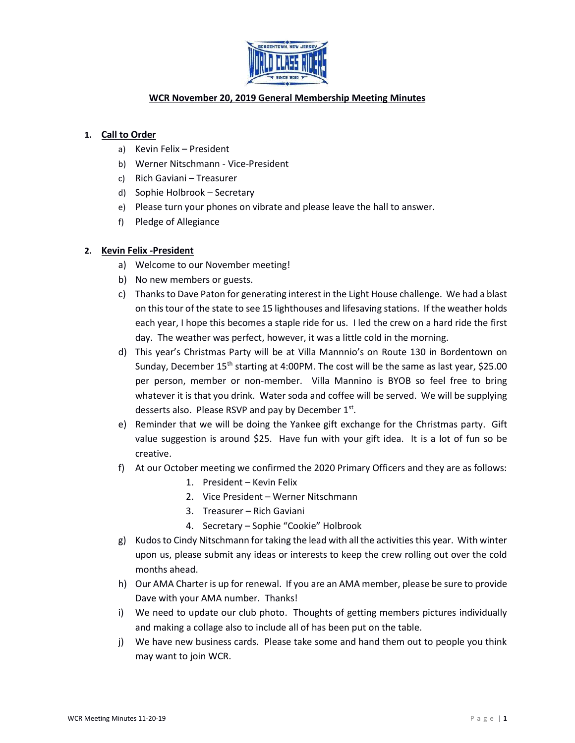## WCR November 20, 2019 General Membership Meeting Minutes

1. **Call to Order**
   a) Kevin Felix – President
   b) Werner Nitschmann - Vice-President
   c) Rich Gaviani – Treasurer
   d) Sophie Holbrook – Secretary
   e) Please turn your phones on vibrate and please leave the hall to answer.
   f) Pledge of Allegiance

2. **Kevin Felix -President**
   a) Welcome to our November meeting!
   b) No new members or guests.
   c) Thanks to Dave Paton for generating interest in the Light House challenge. We had a blast on this tour of the state to see 15 lighthouses and lifesaving stations. If the weather holds each year, I hope this becomes a staple ride for us. I led the crew on a hard ride the first day. The weather was perfect, however, it was a little cold in the morning.
   d) This year's Christmas Party will be at Villa Mannnio's on Route 130 in Bordentown on Sunday, December 15th starting at 4:00PM. The cost will be the same as last year, $25.00 per person, member or non-member. Villa Mannino is BYOB so feel free to bring whatever it is that you drink. Water soda and coffee will be served. We will be supplying desserts also. Please RSVP and pay by December 1st.
   e) Reminder that we will be doing the Yankee gift exchange for the Christmas party. Gift value suggestion is around $25. Have fun with your gift idea. It is a lot of fun so be creative.
   f) At our October meeting we confirmed the 2020 Primary Officers and they are as follows:
      1. President – Kevin Felix
      2. Vice President – Werner Nitschmann
      3. Treasurer – Rich Gaviani
      4. Secretary – Sophie "Cookie" Holbrook
   g) Kudos to Cindy Nitschmann for taking the lead with all the activities this year. With winter upon us, please submit any ideas or interests to keep the crew rolling out over the cold months ahead.
   h) Our AMA Charter is up for renewal. If you are an AMA member, please be sure to provide Dave with your AMA number. Thanks!
   i) We need to update our club photo. Thoughts of getting members pictures individually and making a collage also to include all of has been put on the table.
   j) We have new business cards. Please take some and hand them out to people you think may want to join WCR.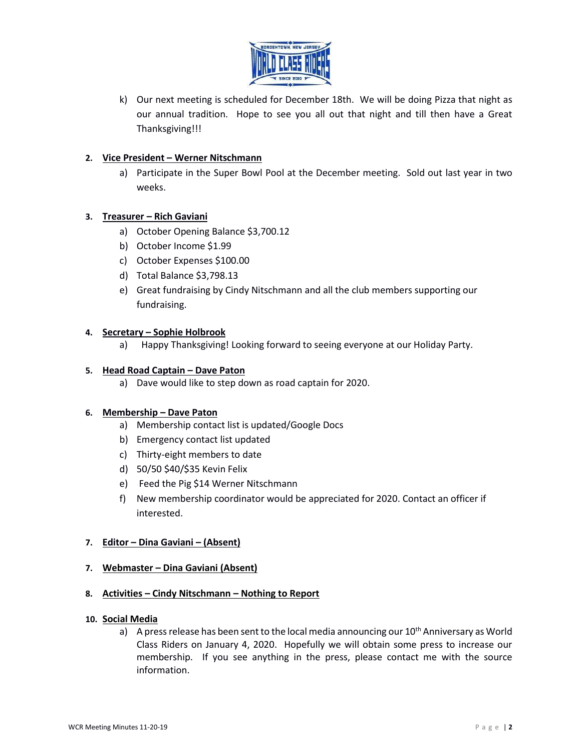k) Our next meeting is scheduled for December 18th. We will be doing Pizza that night as our annual tradition. Hope to see you all out that night and till then have a Great Thanksgiving!!!

2. **Vice President – Werner Nitschmann**
   a) Participate in the Super Bowl Pool at the December meeting. Sold out last year in two weeks.

3. **Treasurer – Rich Gaviani**
   a) October Opening Balance $3,700.12
   b) October Income $1.99
   c) October Expenses $100.00
   d) Total Balance $3,798.13
   e) Great fundraising by Cindy Nitschmann and all the club members supporting our fundraising.

4. **Secretary – Sophie Holbrook**
   a) Happy Thanksgiving! Looking forward to seeing everyone at our Holiday Party.

5. **Head Road Captain – Dave Paton**
   a) Dave would like to step down as road captain for 2020.

6. **Membership – Dave Paton**
   a) Membership contact list is updated/Google Docs
   b) Emergency contact list updated
   c) Thirty-eight members to date
   d) 50/50 $40/$35 Kevin Felix
   e) Feed the Pig $14 Werner Nitschmann
   f) New membership coordinator would be appreciated for 2020. Contact an officer if interested.

7. **Editor – Dina Gaviani – (Absent)**

7. **Webmaster – Dina Gaviani (Absent)**

8. **Activities – Cindy Nitschmann – Nothing to Report**

10. **Social Media**
    a) A press release has been sent to the local media announcing our 10th Anniversary as World Class Riders on January 4, 2020. Hopefully we will obtain some press to increase our membership. If you see anything in the press, please contact me with the source information.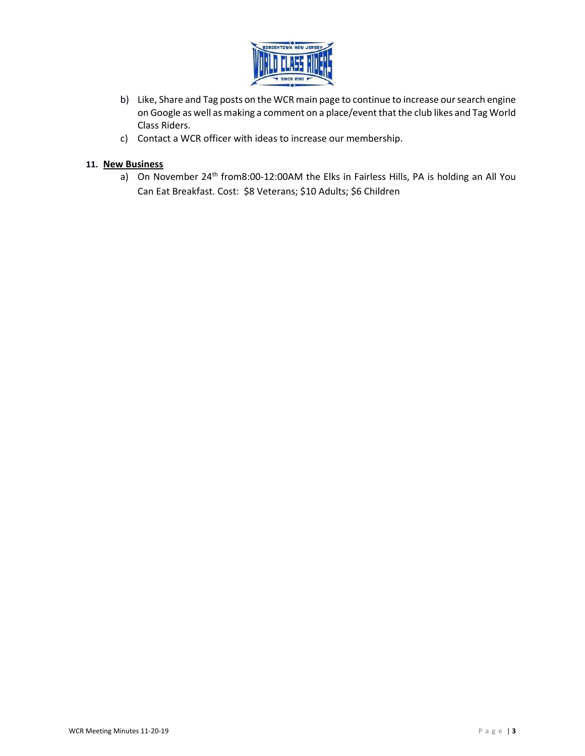b) Like, Share and Tag posts on the WCR main page to continue to increase our search engine on Google as well as making a comment on a place/event that the club likes and Tag World Class Riders.

c) Contact a WCR officer with ideas to increase our membership.

**11. New Business**

a) On November 24th from8:00-12:00AM the Elks in Fairless Hills, PA is holding an All You Can Eat Breakfast. Cost: $8 Veterans; $10 Adults; $6 Children